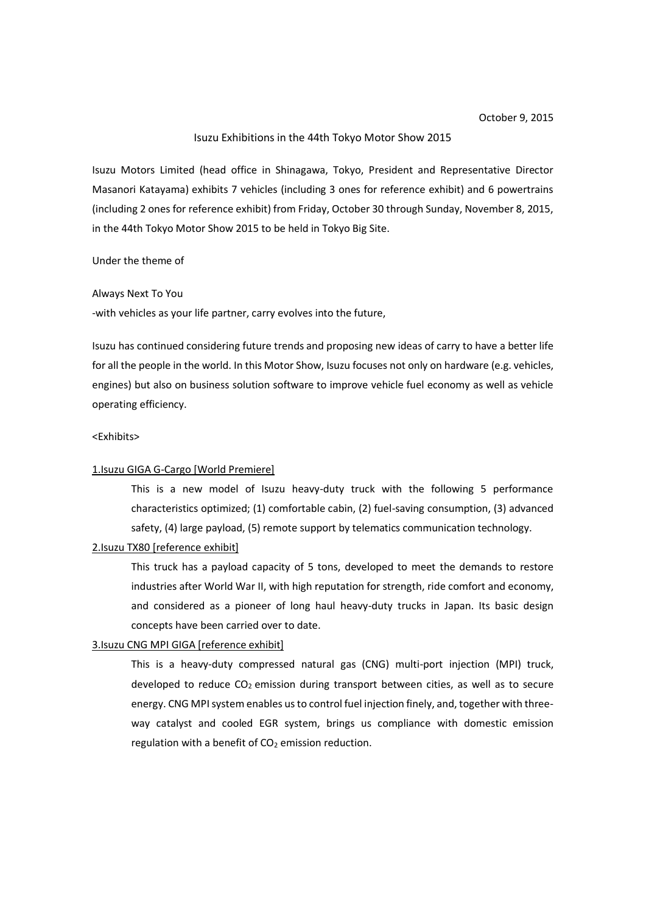October 9, 2015

# Isuzu Exhibitions in the 44th Tokyo Motor Show 2015

Isuzu Motors Limited (head office in Shinagawa, Tokyo, President and Representative Director Masanori Katayama) exhibits 7 vehicles (including 3 ones for reference exhibit) and 6 powertrains (including 2 ones for reference exhibit) from Friday, October 30 through Sunday, November 8, 2015, in the 44th Tokyo Motor Show 2015 to be held in Tokyo Big Site.

Under the theme of

Always Next To You

-with vehicles as your life partner, carry evolves into the future,

Isuzu has continued considering future trends and proposing new ideas of carry to have a better life for all the people in the world. In this Motor Show, Isuzu focuses not only on hardware (e.g. vehicles, engines) but also on business solution software to improve vehicle fuel economy as well as vehicle operating efficiency.

<Exhibits>

1.Isuzu GIGA G-Cargo [World Premiere]

This is a new model of Isuzu heavy-duty truck with the following 5 performance characteristics optimized; (1) comfortable cabin, (2) fuel-saving consumption, (3) advanced safety, (4) large payload, (5) remote support by telematics communication technology.

2.Isuzu TX80 [reference exhibit]

This truck has a payload capacity of 5 tons, developed to meet the demands to restore industries after World War II, with high reputation for strength, ride comfort and economy, and considered as a pioneer of long haul heavy-duty trucks in Japan. Its basic design concepts have been carried over to date.

3.Isuzu CNG MPI GIGA [reference exhibit]

This is a heavy-duty compressed natural gas (CNG) multi-port injection (MPI) truck, developed to reduce $CO_2$ emission during transport between cities, as well as to secure energy. CNG MPI system enables us to control fuel injection finely, and, together with three-way catalyst and cooled EGR system, brings us compliance with domestic emission regulation with a benefit of $CO_2$ emission reduction.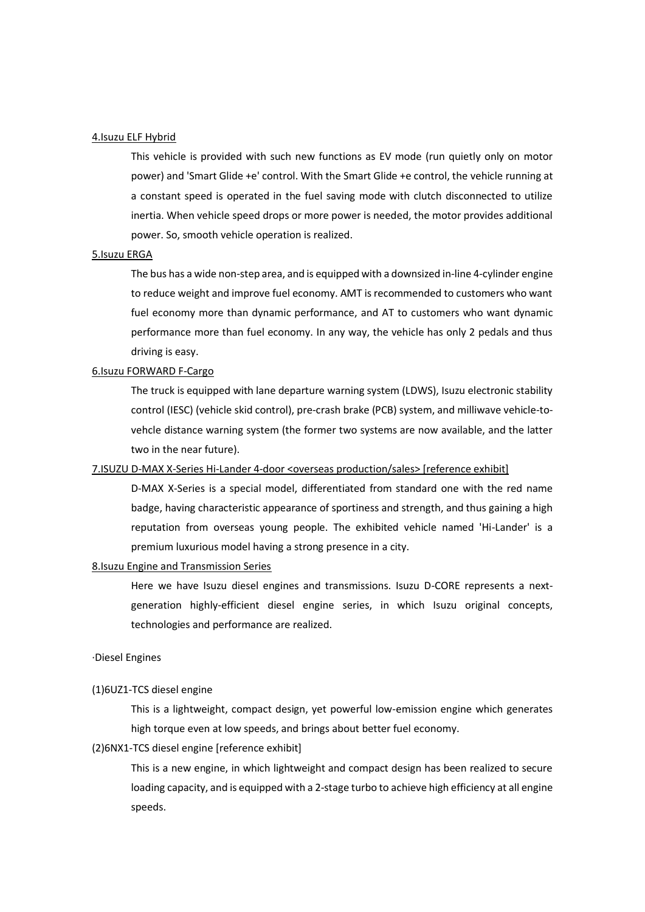4.Isuzu ELF Hybrid

This vehicle is provided with such new functions as EV mode (run quietly only on motor power) and 'Smart Glide +e' control. With the Smart Glide +e control, the vehicle running at a constant speed is operated in the fuel saving mode with clutch disconnected to utilize inertia. When vehicle speed drops or more power is needed, the motor provides additional power. So, smooth vehicle operation is realized.

5.Isuzu ERGA

The bus has a wide non-step area, and is equipped with a downsized in-line 4-cylinder engine to reduce weight and improve fuel economy. AMT is recommended to customers who want fuel economy more than dynamic performance, and AT to customers who want dynamic performance more than fuel economy. In any way, the vehicle has only 2 pedals and thus driving is easy.

6.Isuzu FORWARD F-Cargo

The truck is equipped with lane departure warning system (LDWS), Isuzu electronic stability control (IESC) (vehicle skid control), pre-crash brake (PCB) system, and milliwave vehicle-to-vehcle distance warning system (the former two systems are now available, and the latter two in the near future).

7.ISUZU D-MAX X-Series Hi-Lander 4-door <overseas production/sales> [reference exhibit]

D-MAX X-Series is a special model, differentiated from standard one with the red name badge, having characteristic appearance of sportiness and strength, and thus gaining a high reputation from overseas young people. The exhibited vehicle named 'Hi-Lander' is a premium luxurious model having a strong presence in a city.

8.Isuzu Engine and Transmission Series

Here we have Isuzu diesel engines and transmissions. Isuzu D-CORE represents a next-generation highly-efficient diesel engine series, in which Isuzu original concepts, technologies and performance are realized.

·Diesel Engines

(1)6UZ1-TCS diesel engine

This is a lightweight, compact design, yet powerful low-emission engine which generates high torque even at low speeds, and brings about better fuel economy.

(2)6NX1-TCS diesel engine [reference exhibit]

This is a new engine, in which lightweight and compact design has been realized to secure loading capacity, and is equipped with a 2-stage turbo to achieve high efficiency at all engine speeds.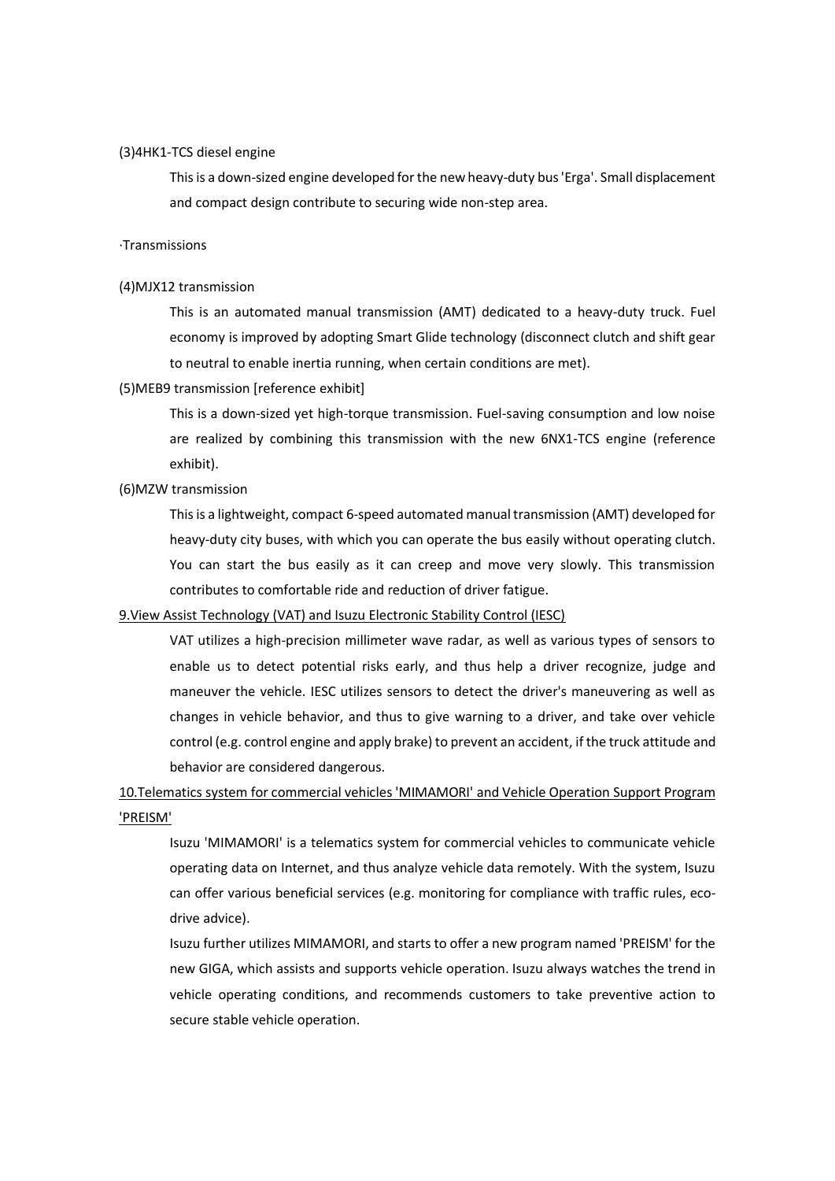(3)4HK1-TCS diesel engine

This is a down-sized engine developed for the new heavy-duty bus 'Erga'. Small displacement and compact design contribute to securing wide non-step area.

·Transmissions

(4)MJX12 transmission

This is an automated manual transmission (AMT) dedicated to a heavy-duty truck. Fuel economy is improved by adopting Smart Glide technology (disconnect clutch and shift gear to neutral to enable inertia running, when certain conditions are met).

(5)MEB9 transmission [reference exhibit]

This is a down-sized yet high-torque transmission. Fuel-saving consumption and low noise are realized by combining this transmission with the new 6NX1-TCS engine (reference exhibit).

(6)MZW transmission

This is a lightweight, compact 6-speed automated manual transmission (AMT) developed for heavy-duty city buses, with which you can operate the bus easily without operating clutch. You can start the bus easily as it can creep and move very slowly. This transmission contributes to comfortable ride and reduction of driver fatigue.

9.View Assist Technology (VAT) and Isuzu Electronic Stability Control (IESC)

VAT utilizes a high-precision millimeter wave radar, as well as various types of sensors to enable us to detect potential risks early, and thus help a driver recognize, judge and maneuver the vehicle. IESC utilizes sensors to detect the driver's maneuvering as well as changes in vehicle behavior, and thus to give warning to a driver, and take over vehicle control (e.g. control engine and apply brake) to prevent an accident, if the truck attitude and behavior are considered dangerous.

10.Telematics system for commercial vehicles 'MIMAMORI' and Vehicle Operation Support Program 'PREISM'

Isuzu 'MIMAMORI' is a telematics system for commercial vehicles to communicate vehicle operating data on Internet, and thus analyze vehicle data remotely. With the system, Isuzu can offer various beneficial services (e.g. monitoring for compliance with traffic rules, eco-drive advice).

Isuzu further utilizes MIMAMORI, and starts to offer a new program named 'PREISM' for the new GIGA, which assists and supports vehicle operation. Isuzu always watches the trend in vehicle operating conditions, and recommends customers to take preventive action to secure stable vehicle operation.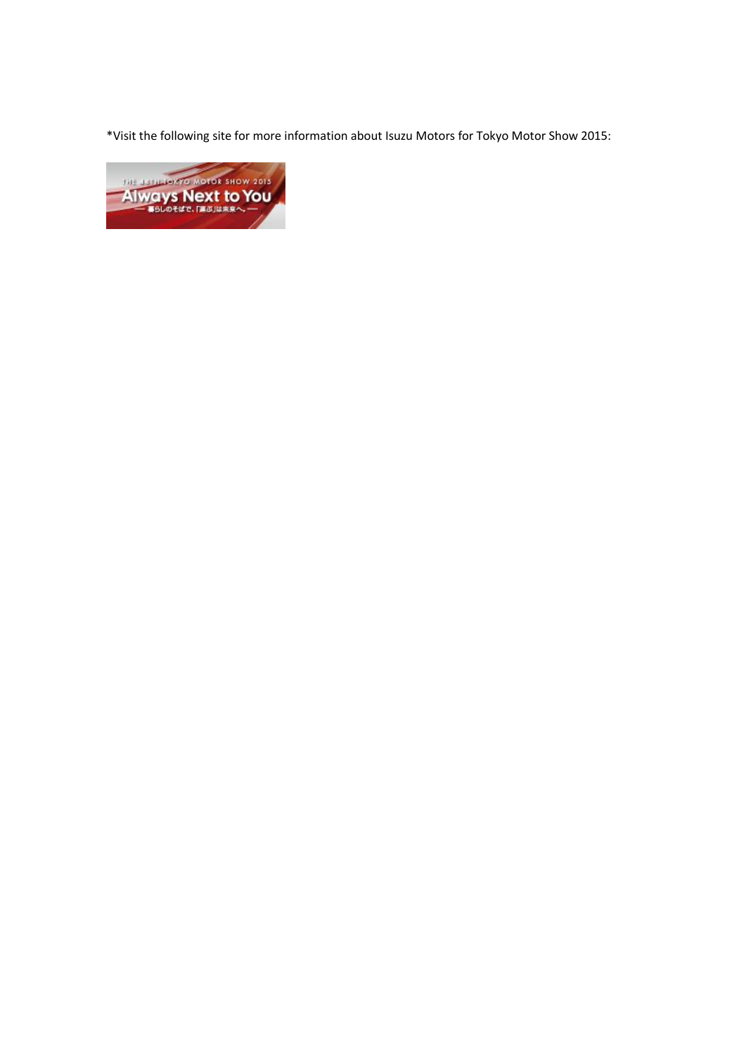*Visit the following site for more information about Isuzu Motors for Tokyo Motor Show 2015: